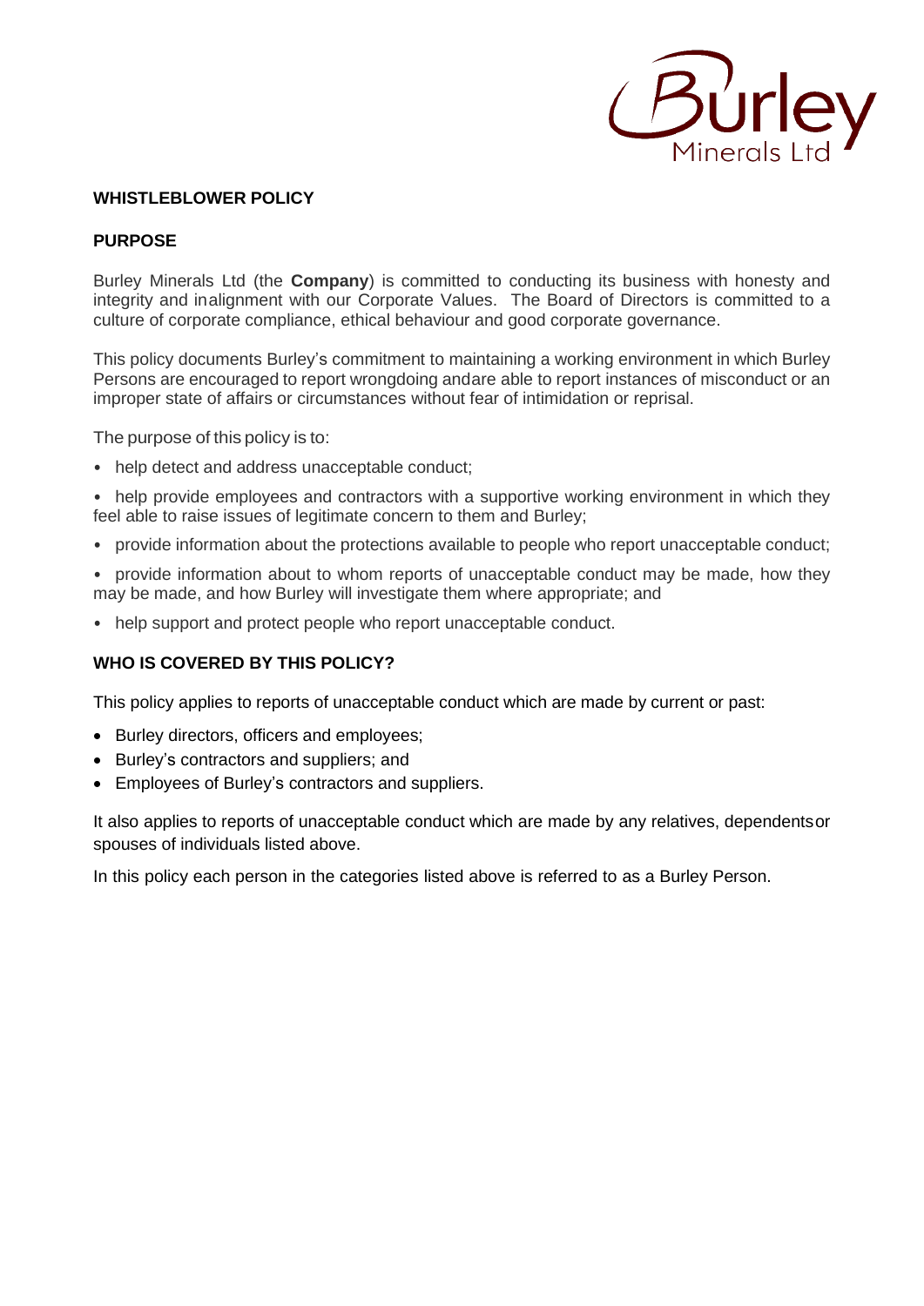# WHISTLEBLOWER POLICY

## PURPOSE

Burley Minerals Ltd (the **Company**) is committed to conducting its business with honesty and integrity and inalignment with our Corporate Values. The Board of Directors is committed to a culture of corporate compliance, ethical behaviour and good corporate governance.

This policy documents Burley's commitment to maintaining a working environment in which Burley Persons are encouraged to report wrongdoing andare able to report instances of misconduct or an improper state of affairs or circumstances without fear of intimidation or reprisal.

The purpose of this policy is to:

- help detect and address unacceptable conduct;
- help provide employees and contractors with a supportive working environment in which they feel able to raise issues of legitimate concern to them and Burley;
- provide information about the protections available to people who report unacceptable conduct;
- provide information about to whom reports of unacceptable conduct may be made, how they may be made, and how Burley will investigate them where appropriate; and
- help support and protect people who report unacceptable conduct.

## WHO IS COVERED BY THIS POLICY?

This policy applies to reports of unacceptable conduct which are made by current or past:

- Burley directors, officers and employees;
- Burley's contractors and suppliers; and
- Employees of Burley's contractors and suppliers.

It also applies to reports of unacceptable conduct which are made by any relatives, dependentsor spouses of individuals listed above.

In this policy each person in the categories listed above is referred to as a Burley Person.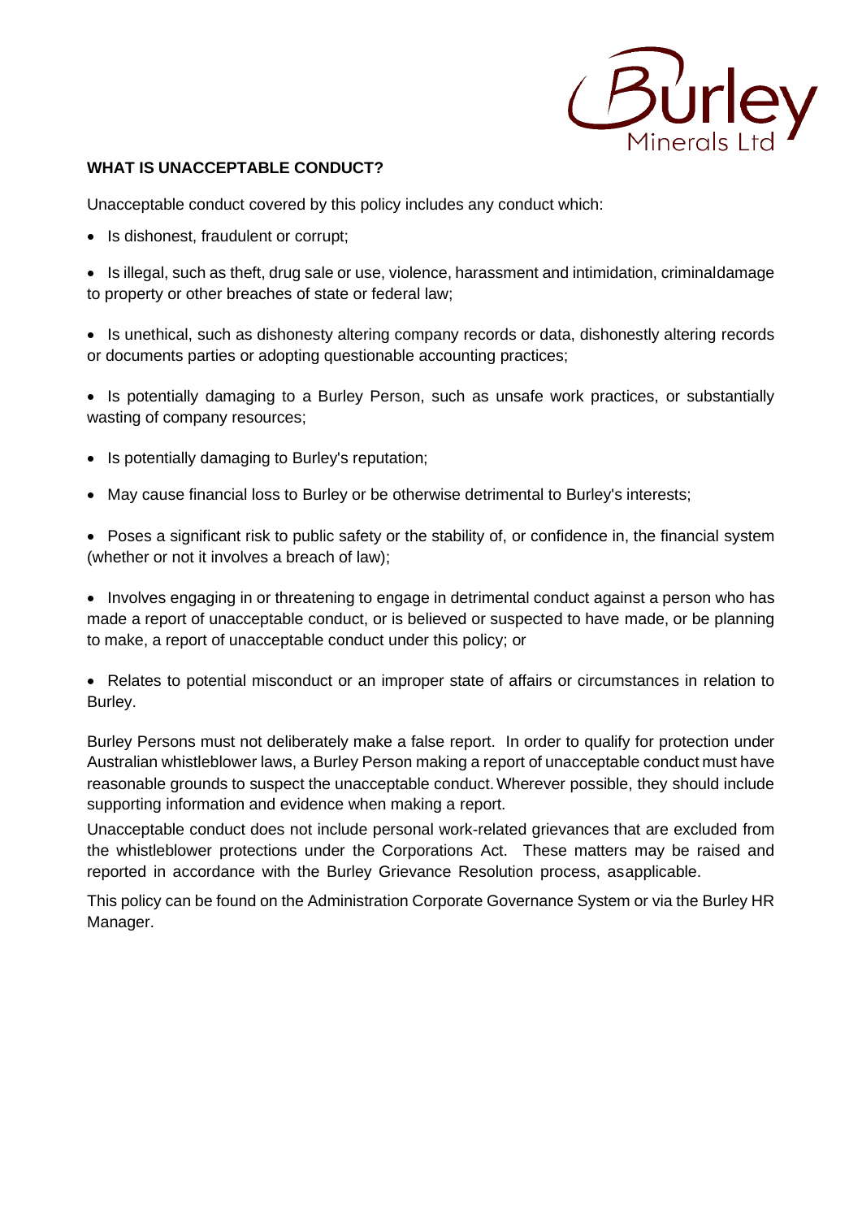## WHAT IS UNACCEPTABLE CONDUCT?

Unacceptable conduct covered by this policy includes any conduct which:

- Is dishonest, fraudulent or corrupt;
- Is illegal, such as theft, drug sale or use, violence, harassment and intimidation, criminaldamage to property or other breaches of state or federal law;
- Is unethical, such as dishonesty altering company records or data, dishonestly altering records or documents parties or adopting questionable accounting practices;
- Is potentially damaging to a Burley Person, such as unsafe work practices, or substantially wasting of company resources;
- Is potentially damaging to Burley's reputation;
- May cause financial loss to Burley or be otherwise detrimental to Burley's interests;
- Poses a significant risk to public safety or the stability of, or confidence in, the financial system (whether or not it involves a breach of law);
- Involves engaging in or threatening to engage in detrimental conduct against a person who has made a report of unacceptable conduct, or is believed or suspected to have made, or be planning to make, a report of unacceptable conduct under this policy; or
- Relates to potential misconduct or an improper state of affairs or circumstances in relation to Burley.

Burley Persons must not deliberately make a false report. In order to qualify for protection under Australian whistleblower laws, a Burley Person making a report of unacceptable conduct must have reasonable grounds to suspect the unacceptable conduct. Wherever possible, they should include supporting information and evidence when making a report.

Unacceptable conduct does not include personal work-related grievances that are excluded from the whistleblower protections under the Corporations Act. These matters may be raised and reported in accordance with the Burley Grievance Resolution process, asapplicable.

This policy can be found on the Administration Corporate Governance System or via the Burley HR Manager.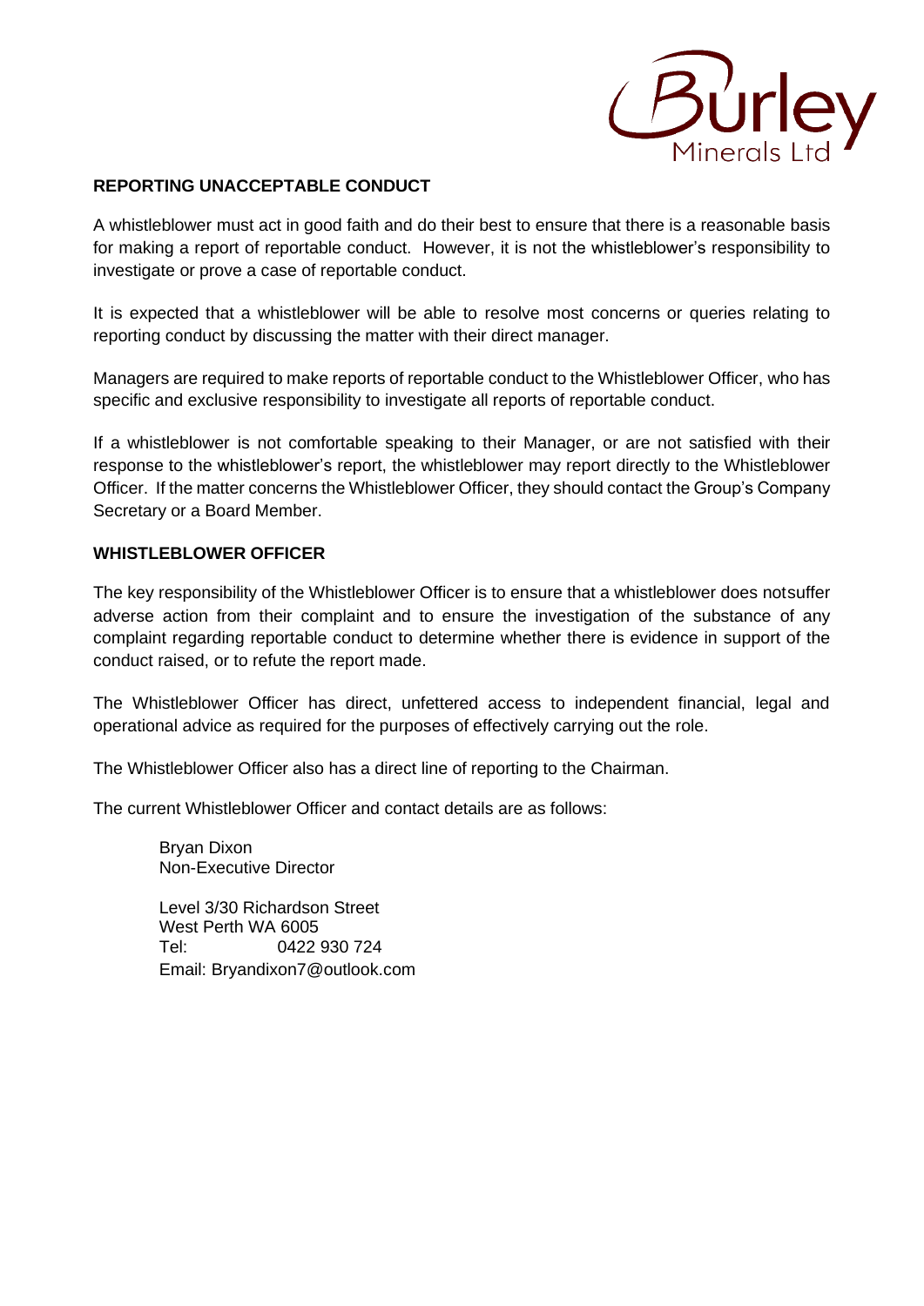## REPORTING UNACCEPTABLE CONDUCT

A whistleblower must act in good faith and do their best to ensure that there is a reasonable basis for making a report of reportable conduct. However, it is not the whistleblower's responsibility to investigate or prove a case of reportable conduct.

It is expected that a whistleblower will be able to resolve most concerns or queries relating to reporting conduct by discussing the matter with their direct manager.

Managers are required to make reports of reportable conduct to the Whistleblower Officer, who has specific and exclusive responsibility to investigate all reports of reportable conduct.

If a whistleblower is not comfortable speaking to their Manager, or are not satisfied with their response to the whistleblower's report, the whistleblower may report directly to the Whistleblower Officer. If the matter concerns the Whistleblower Officer, they should contact the Group's Company Secretary or a Board Member.

## WHISTLEBLOWER OFFICER

The key responsibility of the Whistleblower Officer is to ensure that a whistleblower does notsuffer adverse action from their complaint and to ensure the investigation of the substance of any complaint regarding reportable conduct to determine whether there is evidence in support of the conduct raised, or to refute the report made.

The Whistleblower Officer has direct, unfettered access to independent financial, legal and operational advice as required for the purposes of effectively carrying out the role.

The Whistleblower Officer also has a direct line of reporting to the Chairman.

The current Whistleblower Officer and contact details are as follows:

Bryan Dixon
Non-Executive Director

Level 3/30 Richardson Street
West Perth WA 6005
Tel: 0422 930 724
Email: Bryandixon7@outlook.com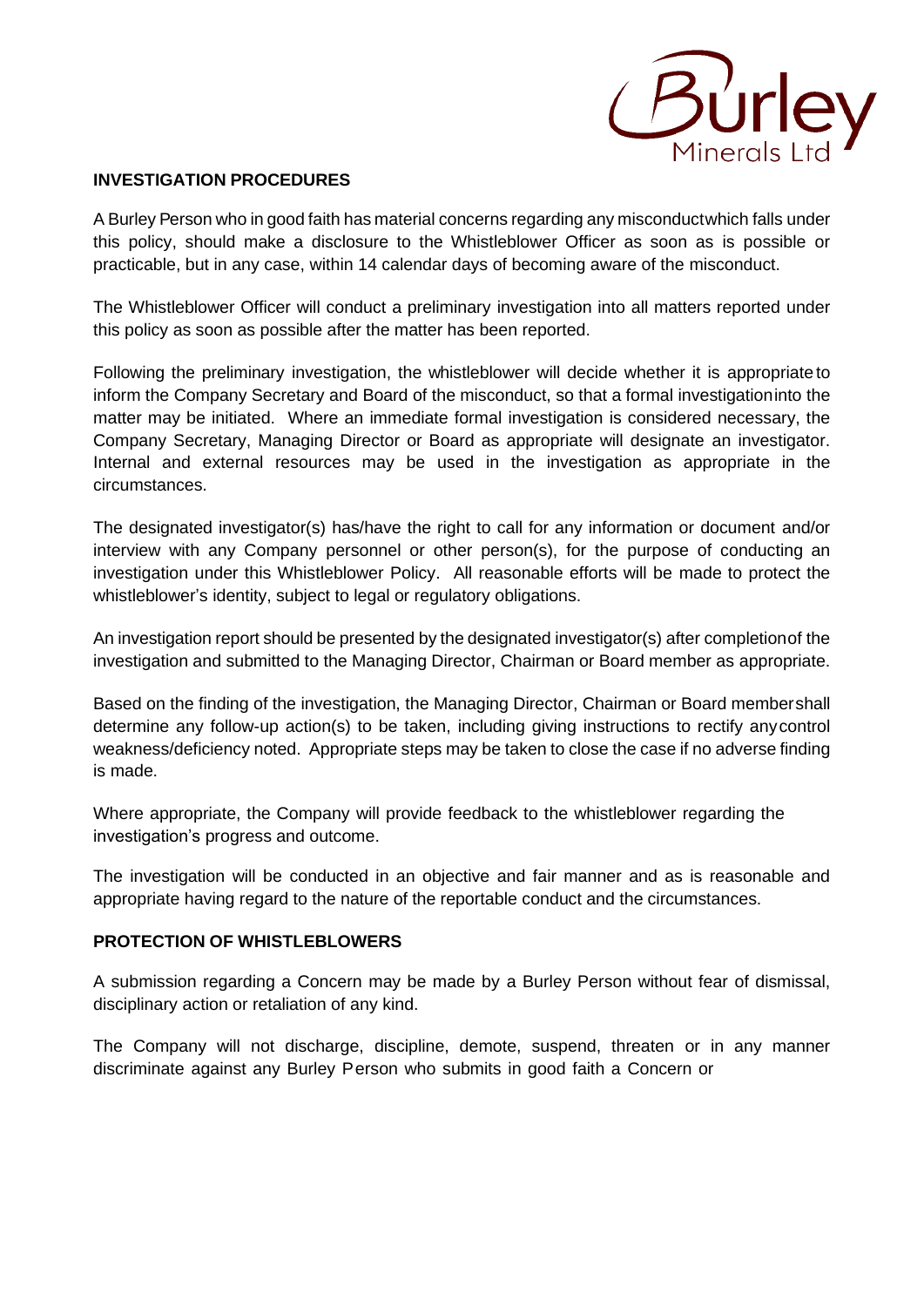## INVESTIGATION PROCEDURES

A Burley Person who in good faith has material concerns regarding any misconduct which falls under this policy, should make a disclosure to the Whistleblower Officer as soon as is possible or practicable, but in any case, within 14 calendar days of becoming aware of the misconduct.

The Whistleblower Officer will conduct a preliminary investigation into all matters reported under this policy as soon as possible after the matter has been reported.

Following the preliminary investigation, the whistleblower will decide whether it is appropriate to inform the Company Secretary and Board of the misconduct, so that a formal investigation into the matter may be initiated. Where an immediate formal investigation is considered necessary, the Company Secretary, Managing Director or Board as appropriate will designate an investigator. Internal and external resources may be used in the investigation as appropriate in the circumstances.

The designated investigator(s) has/have the right to call for any information or document and/or interview with any Company personnel or other person(s), for the purpose of conducting an investigation under this Whistleblower Policy. All reasonable efforts will be made to protect the whistleblower's identity, subject to legal or regulatory obligations.

An investigation report should be presented by the designated investigator(s) after completion of the investigation and submitted to the Managing Director, Chairman or Board member as appropriate.

Based on the finding of the investigation, the Managing Director, Chairman or Board member shall determine any follow-up action(s) to be taken, including giving instructions to rectify any control weakness/deficiency noted. Appropriate steps may be taken to close the case if no adverse finding is made.

Where appropriate, the Company will provide feedback to the whistleblower regarding the investigation's progress and outcome.

The investigation will be conducted in an objective and fair manner and as is reasonable and appropriate having regard to the nature of the reportable conduct and the circumstances.

## PROTECTION OF WHISTLEBLOWERS

A submission regarding a Concern may be made by a Burley Person without fear of dismissal, disciplinary action or retaliation of any kind.

The Company will not discharge, discipline, demote, suspend, threaten or in any manner discriminate against any Burley Person who submits in good faith a Concern or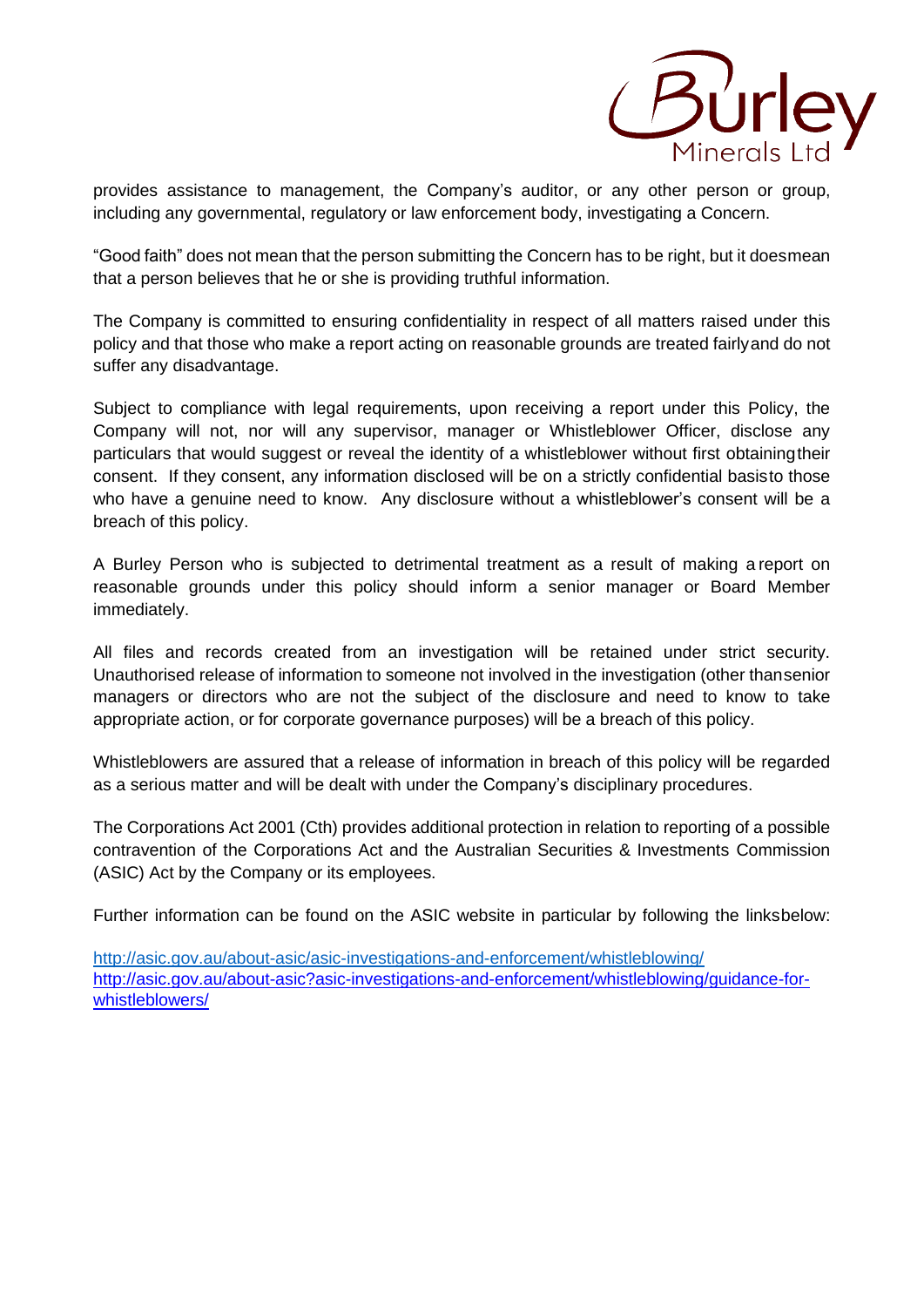provides assistance to management, the Company's auditor, or any other person or group, including any governmental, regulatory or law enforcement body, investigating a Concern.

"Good faith" does not mean that the person submitting the Concern has to be right, but it does mean that a person believes that he or she is providing truthful information.

The Company is committed to ensuring confidentiality in respect of all matters raised under this policy and that those who make a report acting on reasonable grounds are treated fairly and do not suffer any disadvantage.

Subject to compliance with legal requirements, upon receiving a report under this Policy, the Company will not, nor will any supervisor, manager or Whistleblower Officer, disclose any particulars that would suggest or reveal the identity of a whistleblower without first obtaining their consent. If they consent, any information disclosed will be on a strictly confidential basis to those who have a genuine need to know. Any disclosure without a whistleblower's consent will be a breach of this policy.

A Burley Person who is subjected to detrimental treatment as a result of making a report on reasonable grounds under this policy should inform a senior manager or Board Member immediately.

All files and records created from an investigation will be retained under strict security. Unauthorised release of information to someone not involved in the investigation (other than senior managers or directors who are not the subject of the disclosure and need to know to take appropriate action, or for corporate governance purposes) will be a breach of this policy.

Whistleblowers are assured that a release of information in breach of this policy will be regarded as a serious matter and will be dealt with under the Company's disciplinary procedures.

The Corporations Act 2001 (Cth) provides additional protection in relation to reporting of a possible contravention of the Corporations Act and the Australian Securities & Investments Commission (ASIC) Act by the Company or its employees.

Further information can be found on the ASIC website in particular by following the links below:

http://asic.gov.au/about-asic/asic-investigations-and-enforcement/whistleblowing/
http://asic.gov.au/about-asic?asic-investigations-and-enforcement/whistleblowing/guidance-for-whistleblowers/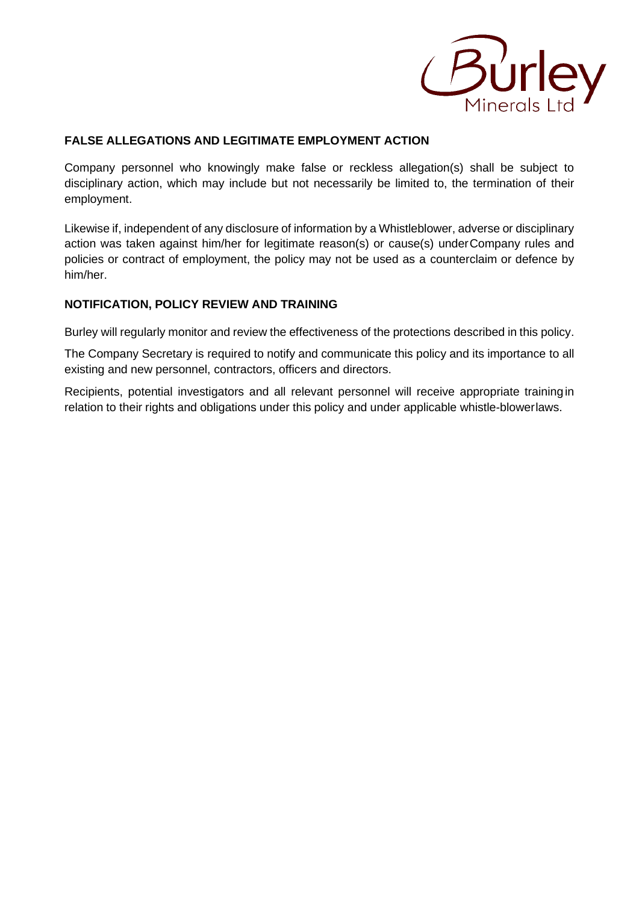## FALSE ALLEGATIONS AND LEGITIMATE EMPLOYMENT ACTION

Company personnel who knowingly make false or reckless allegation(s) shall be subject to disciplinary action, which may include but not necessarily be limited to, the termination of their employment.

Likewise if, independent of any disclosure of information by a Whistleblower, adverse or disciplinary action was taken against him/her for legitimate reason(s) or cause(s) under Company rules and policies or contract of employment, the policy may not be used as a counterclaim or defence by him/her.

## NOTIFICATION, POLICY REVIEW AND TRAINING

Burley will regularly monitor and review the effectiveness of the protections described in this policy.

The Company Secretary is required to notify and communicate this policy and its importance to all existing and new personnel, contractors, officers and directors.

Recipients, potential investigators and all relevant personnel will receive appropriate training in relation to their rights and obligations under this policy and under applicable whistle-blower laws.